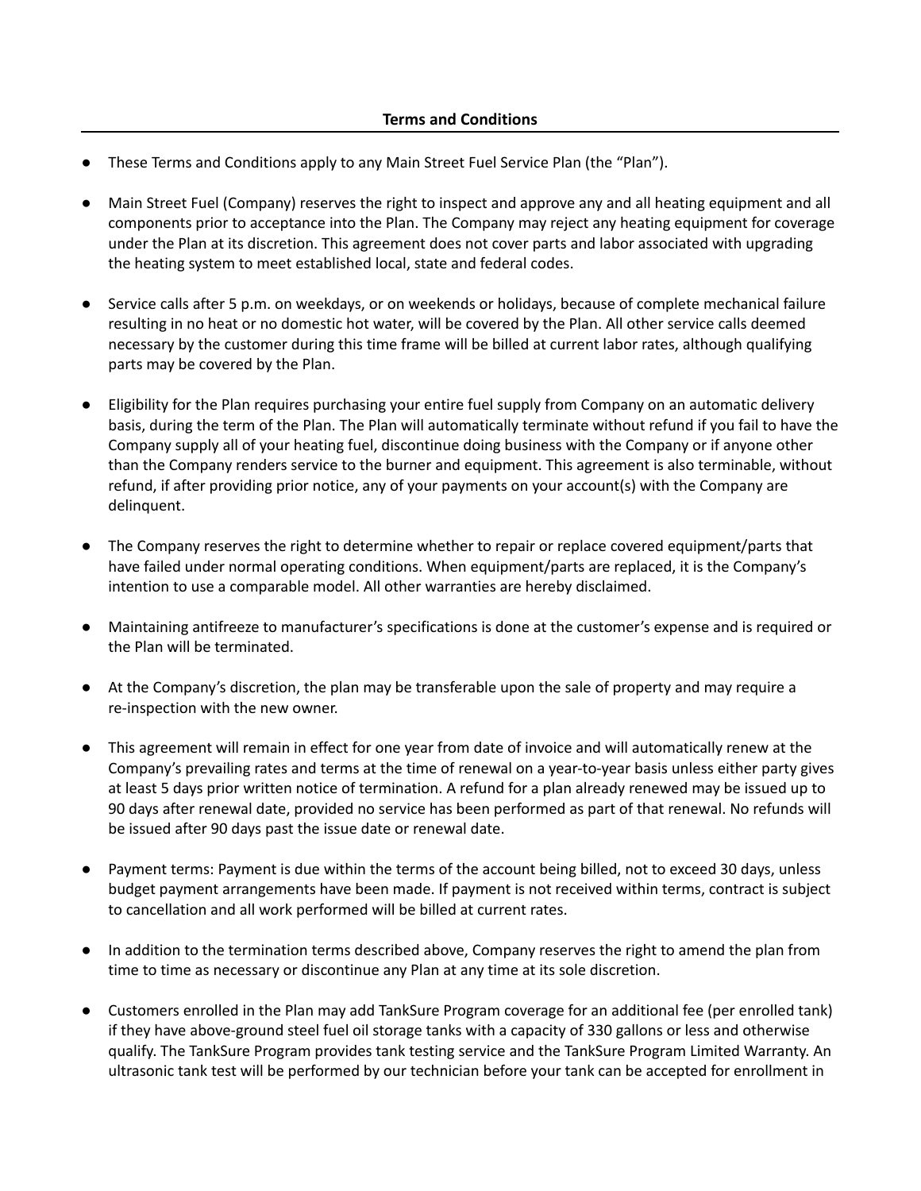**Terms and Conditions**

- These Terms and Conditions apply to any Main Street Fuel Service Plan (the "Plan").
- Main Street Fuel (Company) reserves the right to inspect and approve any and all heating equipment and all components prior to acceptance into the Plan. The Company may reject any heating equipment for coverage under the Plan at its discretion. This agreement does not cover parts and labor associated with upgrading the heating system to meet established local, state and federal codes.
- Service calls after 5 p.m. on weekdays, or on weekends or holidays, because of complete mechanical failure resulting in no heat or no domestic hot water, will be covered by the Plan. All other service calls deemed necessary by the customer during this time frame will be billed at current labor rates, although qualifying parts may be covered by the Plan.
- Eligibility for the Plan requires purchasing your entire fuel supply from Company on an automatic delivery basis, during the term of the Plan. The Plan will automatically terminate without refund if you fail to have the Company supply all of your heating fuel, discontinue doing business with the Company or if anyone other than the Company renders service to the burner and equipment. This agreement is also terminable, without refund, if after providing prior notice, any of your payments on your account(s) with the Company are delinquent.
- The Company reserves the right to determine whether to repair or replace covered equipment/parts that have failed under normal operating conditions. When equipment/parts are replaced, it is the Company's intention to use a comparable model. All other warranties are hereby disclaimed.
- Maintaining antifreeze to manufacturer's specifications is done at the customer's expense and is required or the Plan will be terminated.
- At the Company's discretion, the plan may be transferable upon the sale of property and may require a re-inspection with the new owner.
- This agreement will remain in effect for one year from date of invoice and will automatically renew at the Company's prevailing rates and terms at the time of renewal on a year-to-year basis unless either party gives at least 5 days prior written notice of termination. A refund for a plan already renewed may be issued up to 90 days after renewal date, provided no service has been performed as part of that renewal. No refunds will be issued after 90 days past the issue date or renewal date.
- Payment terms: Payment is due within the terms of the account being billed, not to exceed 30 days, unless budget payment arrangements have been made. If payment is not received within terms, contract is subject to cancellation and all work performed will be billed at current rates.
- In addition to the termination terms described above, Company reserves the right to amend the plan from time to time as necessary or discontinue any Plan at any time at its sole discretion.
- Customers enrolled in the Plan may add TankSure Program coverage for an additional fee (per enrolled tank) if they have above-ground steel fuel oil storage tanks with a capacity of 330 gallons or less and otherwise qualify. The TankSure Program provides tank testing service and the TankSure Program Limited Warranty. An ultrasonic tank test will be performed by our technician before your tank can be accepted for enrollment in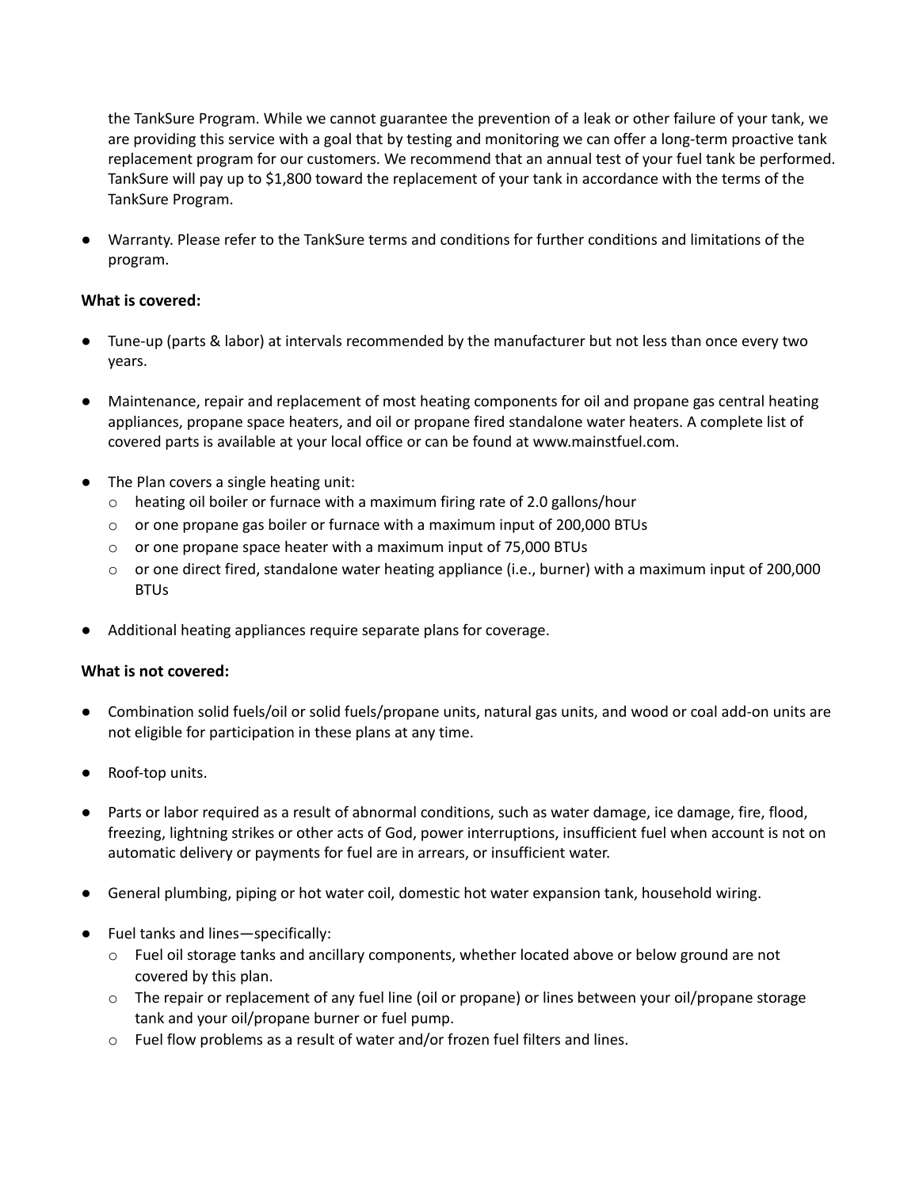the TankSure Program. While we cannot guarantee the prevention of a leak or other failure of your tank, we are providing this service with a goal that by testing and monitoring we can offer a long-term proactive tank replacement program for our customers. We recommend that an annual test of your fuel tank be performed. TankSure will pay up to $1,800 toward the replacement of your tank in accordance with the terms of the TankSure Program.

- Warranty. Please refer to the TankSure terms and conditions for further conditions and limitations of the program.

**What is covered:**

- Tune-up (parts & labor) at intervals recommended by the manufacturer but not less than once every two years.
- Maintenance, repair and replacement of most heating components for oil and propane gas central heating appliances, propane space heaters, and oil or propane fired standalone water heaters. A complete list of covered parts is available at your local office or can be found at www.mainstfuel.com.
- The Plan covers a single heating unit:
    - heating oil boiler or furnace with a maximum firing rate of 2.0 gallons/hour
    - or one propane gas boiler or furnace with a maximum input of 200,000 BTUs
    - or one propane space heater with a maximum input of 75,000 BTUs
    - or one direct fired, standalone water heating appliance (i.e., burner) with a maximum input of 200,000 BTUs
- Additional heating appliances require separate plans for coverage.

**What is not covered:**

- Combination solid fuels/oil or solid fuels/propane units, natural gas units, and wood or coal add-on units are not eligible for participation in these plans at any time.
- Roof-top units.
- Parts or labor required as a result of abnormal conditions, such as water damage, ice damage, fire, flood, freezing, lightning strikes or other acts of God, power interruptions, insufficient fuel when account is not on automatic delivery or payments for fuel are in arrears, or insufficient water.
- General plumbing, piping or hot water coil, domestic hot water expansion tank, household wiring.
- Fuel tanks and lines—specifically:
    - Fuel oil storage tanks and ancillary components, whether located above or below ground are not covered by this plan.
    - The repair or replacement of any fuel line (oil or propane) or lines between your oil/propane storage tank and your oil/propane burner or fuel pump.
    - Fuel flow problems as a result of water and/or frozen fuel filters and lines.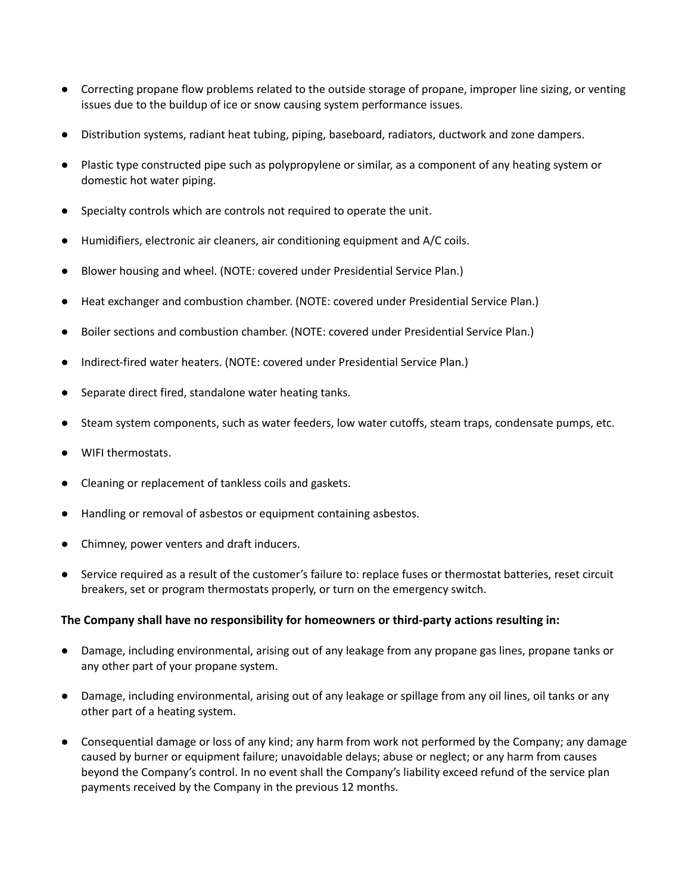- Correcting propane flow problems related to the outside storage of propane, improper line sizing, or venting issues due to the buildup of ice or snow causing system performance issues.
- Distribution systems, radiant heat tubing, piping, baseboard, radiators, ductwork and zone dampers.
- Plastic type constructed pipe such as polypropylene or similar, as a component of any heating system or domestic hot water piping.
- Specialty controls which are controls not required to operate the unit.
- Humidifiers, electronic air cleaners, air conditioning equipment and A/C coils.
- Blower housing and wheel. (NOTE: covered under Presidential Service Plan.)
- Heat exchanger and combustion chamber. (NOTE: covered under Presidential Service Plan.)
- Boiler sections and combustion chamber. (NOTE: covered under Presidential Service Plan.)
- Indirect-fired water heaters. (NOTE: covered under Presidential Service Plan.)
- Separate direct fired, standalone water heating tanks.
- Steam system components, such as water feeders, low water cutoffs, steam traps, condensate pumps, etc.
- WIFI thermostats.
- Cleaning or replacement of tankless coils and gaskets.
- Handling or removal of asbestos or equipment containing asbestos.
- Chimney, power venters and draft inducers.
- Service required as a result of the customer's failure to: replace fuses or thermostat batteries, reset circuit breakers, set or program thermostats properly, or turn on the emergency switch.

**The Company shall have no responsibility for homeowners or third-party actions resulting in:**

- Damage, including environmental, arising out of any leakage from any propane gas lines, propane tanks or any other part of your propane system.
- Damage, including environmental, arising out of any leakage or spillage from any oil lines, oil tanks or any other part of a heating system.
- Consequential damage or loss of any kind; any harm from work not performed by the Company; any damage caused by burner or equipment failure; unavoidable delays; abuse or neglect; or any harm from causes beyond the Company's control. In no event shall the Company's liability exceed refund of the service plan payments received by the Company in the previous 12 months.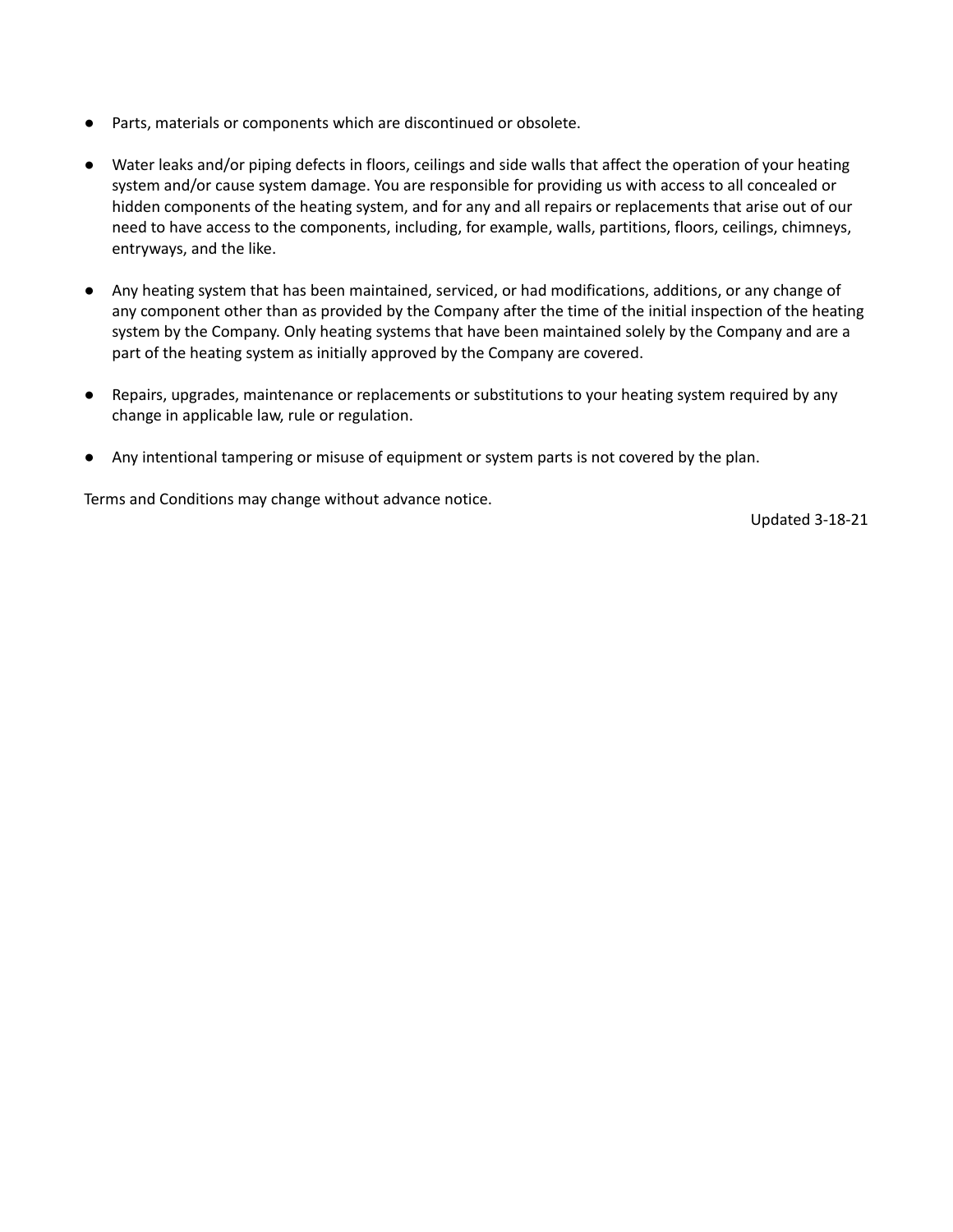- Parts, materials or components which are discontinued or obsolete.

- Water leaks and/or piping defects in floors, ceilings and side walls that affect the operation of your heating system and/or cause system damage. You are responsible for providing us with access to all concealed or hidden components of the heating system, and for any and all repairs or replacements that arise out of our need to have access to the components, including, for example, walls, partitions, floors, ceilings, chimneys, entryways, and the like.

- Any heating system that has been maintained, serviced, or had modifications, additions, or any change of any component other than as provided by the Company after the time of the initial inspection of the heating system by the Company. Only heating systems that have been maintained solely by the Company and are a part of the heating system as initially approved by the Company are covered.

- Repairs, upgrades, maintenance or replacements or substitutions to your heating system required by any change in applicable law, rule or regulation.

- Any intentional tampering or misuse of equipment or system parts is not covered by the plan.

Terms and Conditions may change without advance notice.

Updated 3-18-21